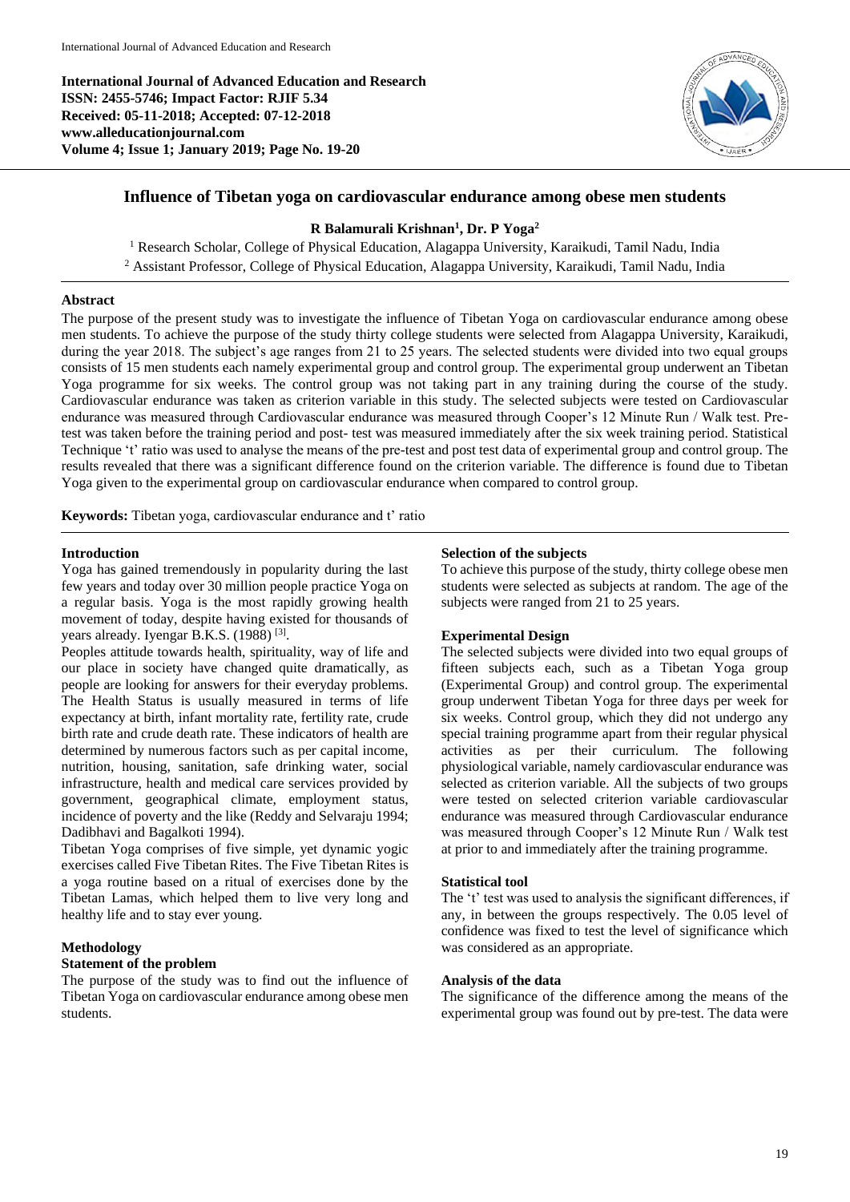**International Journal of Advanced Education and Research**
**ISSN: 2455-5746; Impact Factor: RJIF 5.34**
**Received: 05-11-2018; Accepted: 07-12-2018**
**www.alleducationjournal.com**
**Volume 4; Issue 1; January 2019; Page No. 19-20**

# Influence of Tibetan yoga on cardiovascular endurance among obese men students

**R Balamurali Krishnan[1], Dr. P Yoga[2]**

[1] Research Scholar, College of Physical Education, Alagappa University, Karaikudi, Tamil Nadu, India
[2] Assistant Professor, College of Physical Education, Alagappa University, Karaikudi, Tamil Nadu, India

## Abstract

The purpose of the present study was to investigate the influence of Tibetan Yoga on cardiovascular endurance among obese men students. To achieve the purpose of the study thirty college students were selected from Alagappa University, Karaikudi, during the year 2018. The subject's age ranges from 21 to 25 years. The selected students were divided into two equal groups consists of 15 men students each namely experimental group and control group. The experimental group underwent an Tibetan Yoga programme for six weeks. The control group was not taking part in any training during the course of the study. Cardiovascular endurance was taken as criterion variable in this study. The selected subjects were tested on Cardiovascular endurance was measured through Cardiovascular endurance was measured through Cooper's 12 Minute Run / Walk test. Pre-test was taken before the training period and post- test was measured immediately after the six week training period. Statistical Technique 't' ratio was used to analyse the means of the pre-test and post test data of experimental group and control group. The results revealed that there was a significant difference found on the criterion variable. The difference is found due to Tibetan Yoga given to the experimental group on cardiovascular endurance when compared to control group.

**Keywords:** Tibetan yoga, cardiovascular endurance and t' ratio

## Introduction

Yoga has gained tremendously in popularity during the last few years and today over 30 million people practice Yoga on a regular basis. Yoga is the most rapidly growing health movement of today, despite having existed for thousands of years already. Iyengar B.K.S. (1988) [3].

Peoples attitude towards health, spirituality, way of life and our place in society have changed quite dramatically, as people are looking for answers for their everyday problems. The Health Status is usually measured in terms of life expectancy at birth, infant mortality rate, fertility rate, crude birth rate and crude death rate. These indicators of health are determined by numerous factors such as per capital income, nutrition, housing, sanitation, safe drinking water, social infrastructure, health and medical care services provided by government, geographical climate, employment status, incidence of poverty and the like (Reddy and Selvaraju 1994; Dadibhavi and Bagalkoti 1994).

Tibetan Yoga comprises of five simple, yet dynamic yogic exercises called Five Tibetan Rites. The Five Tibetan Rites is a yoga routine based on a ritual of exercises done by the Tibetan Lamas, which helped them to live very long and healthy life and to stay ever young.

## Methodology

### Statement of the problem

The purpose of the study was to find out the influence of Tibetan Yoga on cardiovascular endurance among obese men students.

### Selection of the subjects

To achieve this purpose of the study, thirty college obese men students were selected as subjects at random. The age of the subjects were ranged from 21 to 25 years.

### Experimental Design

The selected subjects were divided into two equal groups of fifteen subjects each, such as a Tibetan Yoga group (Experimental Group) and control group. The experimental group underwent Tibetan Yoga for three days per week for six weeks. Control group, which they did not undergo any special training programme apart from their regular physical activities as per their curriculum. The following physiological variable, namely cardiovascular endurance was selected as criterion variable. All the subjects of two groups were tested on selected criterion variable cardiovascular endurance was measured through Cardiovascular endurance was measured through Cooper's 12 Minute Run / Walk test at prior to and immediately after the training programme.

### Statistical tool

The 't' test was used to analysis the significant differences, if any, in between the groups respectively. The 0.05 level of confidence was fixed to test the level of significance which was considered as an appropriate.

### Analysis of the data

The significance of the difference among the means of the experimental group was found out by pre-test. The data were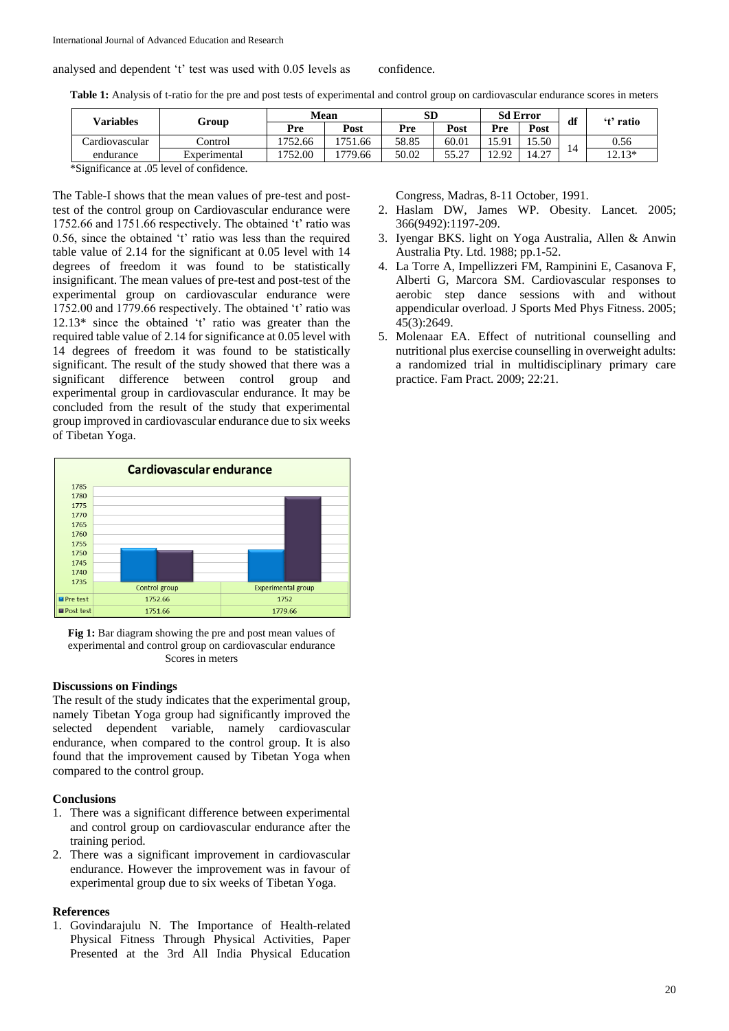analysed and dependent 't' test was used with 0.05 levels as confidence.

**Table 1:** Analysis of t-ratio for the pre and post tests of experimental and control group on cardiovascular endurance scores in meters

| Variables | Group | Mean | | SD | | Sd Error | | df | 't' ratio |
|---|---|---|---|---|---|---|---|---|---|
| | | Pre | Post | Pre | Post | Pre | Post | | |
| Cardiovascular endurance | Control | 1752.66 | 1751.66 | 58.85 | 60.01 | 15.91 | 15.50 | 14 | 0.56 |
| | Experimental | 1752.00 | 1779.66 | 50.02 | 55.27 | 12.92 | 14.27 | | 12.13* |

*Significance at .05 level of confidence.

The Table-I shows that the mean values of pre-test and post-test of the control group on Cardiovascular endurance were 1752.66 and 1751.66 respectively. The obtained 't' ratio was 0.56, since the obtained 't' ratio was less than the required table value of 2.14 for the significant at 0.05 level with 14 degrees of freedom it was found to be statistically insignificant. The mean values of pre-test and post-test of the experimental group on cardiovascular endurance were 1752.00 and 1779.66 respectively. The obtained 't' ratio was 12.13* since the obtained 't' ratio was greater than the required table value of 2.14 for significance at 0.05 level with 14 degrees of freedom it was found to be statistically significant. The result of the study showed that there was a significant difference between control group and experimental group in cardiovascular endurance. It may be concluded from the result of the study that experimental group improved in cardiovascular endurance due to six weeks of Tibetan Yoga.

Cardiovascular endurance

1785
1780
1775
1770
1765
1760
1755
1750
1745
1740
1735

Control group
Experimental group

Pre test 1752.66 1752
Post test 1751.66 1779.66

**Fig 1:** Bar diagram showing the pre and post mean values of experimental and control group on cardiovascular endurance Scores in meters

### Discussions on Findings

The result of the study indicates that the experimental group, namely Tibetan Yoga group had significantly improved the selected dependent variable, namely cardiovascular endurance, when compared to the control group. It is also found that the improvement caused by Tibetan Yoga when compared to the control group.

### Conclusions

1. There was a significant difference between experimental and control group on cardiovascular endurance after the training period.
2. There was a significant improvement in cardiovascular endurance. However the improvement was in favour of experimental group due to six weeks of Tibetan Yoga.

### References

1. Govindarajulu N. The Importance of Health-related Physical Fitness Through Physical Activities, Paper Presented at the 3rd All India Physical Education Congress, Madras, 8-11 October, 1991.
2. Haslam DW, James WP. Obesity. Lancet. 2005; 366(9492):1197-209.
3. Iyengar BKS. light on Yoga Australia, Allen & Anwin Australia Pty. Ltd. 1988; pp.1-52.
4. La Torre A, Impellizzeri FM, Rampinini E, Casanova F, Alberti G, Marcora SM. Cardiovascular responses to aerobic step dance sessions with and without appendicular overload. J Sports Med Phys Fitness. 2005; 45(3):2649.
5. Molenaar EA. Effect of nutritional counselling and nutritional plus exercise counselling in overweight adults: a randomized trial in multidisciplinary primary care practice. Fam Pract. 2009; 22:21.